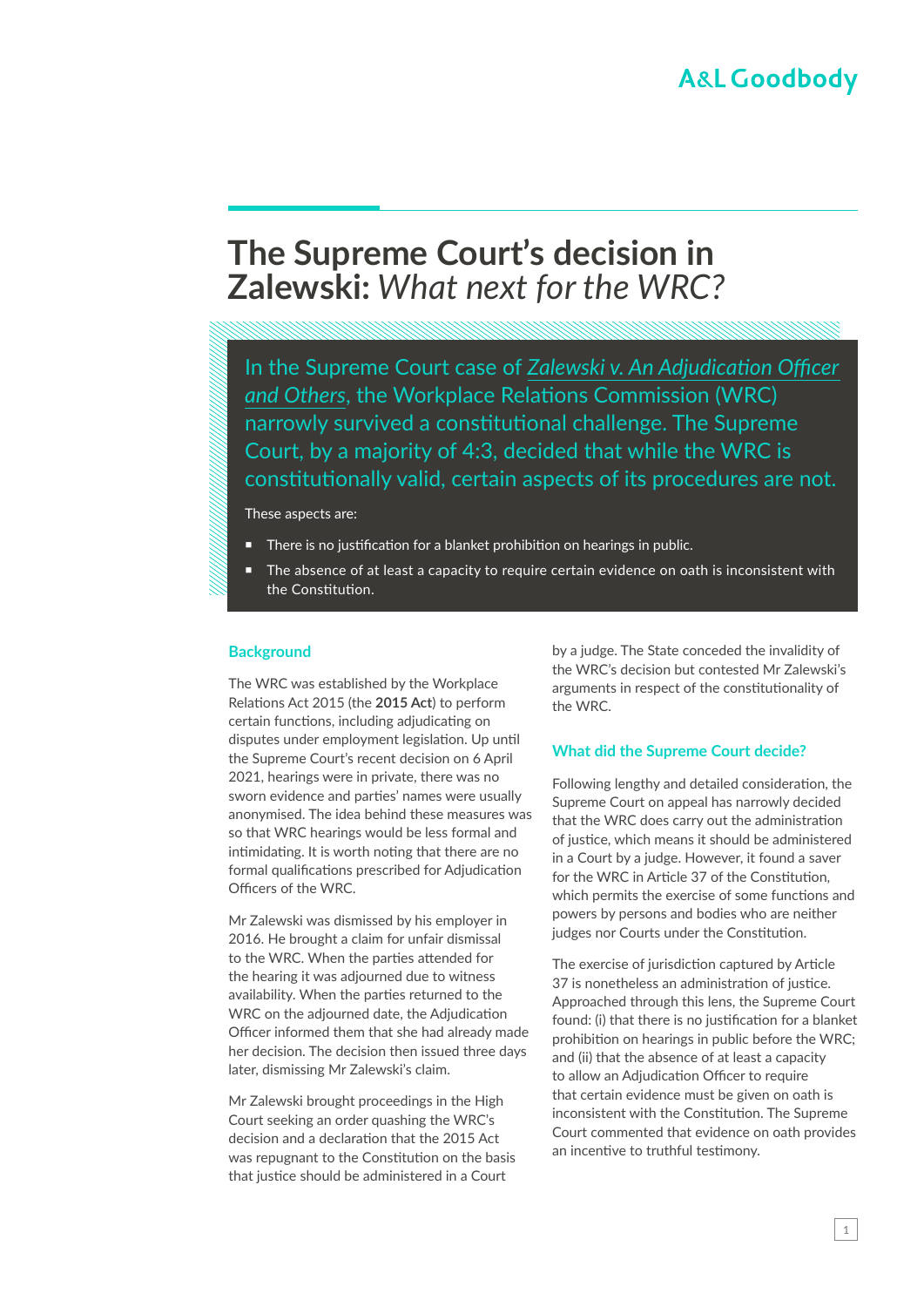A&L Goodbody

# The Supreme Court's decision in Zalewski: *What next for the WRC?*

In the Supreme Court case of *Zalewski v. An Adjudication Officer and Others*, the Workplace Relations Commission (WRC) narrowly survived a constitutional challenge. The Supreme Court, by a majority of 4:3, decided that while the WRC is constitutionally valid, certain aspects of its procedures are not.

These aspects are:

- There is no justification for a blanket prohibition on hearings in public.
- The absence of at least a capacity to require certain evidence on oath is inconsistent with the Constitution.

## Background

The WRC was established by the Workplace Relations Act 2015 (the **2015 Act**) to perform certain functions, including adjudicating on disputes under employment legislation. Up until the Supreme Court's recent decision on 6 April 2021, hearings were in private, there was no sworn evidence and parties' names were usually anonymised. The idea behind these measures was so that WRC hearings would be less formal and intimidating. It is worth noting that there are no formal qualifications prescribed for Adjudication Officers of the WRC.

Mr Zalewski was dismissed by his employer in 2016. He brought a claim for unfair dismissal to the WRC. When the parties attended for the hearing it was adjourned due to witness availability. When the parties returned to the WRC on the adjourned date, the Adjudication Officer informed them that she had already made her decision. The decision then issued three days later, dismissing Mr Zalewski's claim.

Mr Zalewski brought proceedings in the High Court seeking an order quashing the WRC's decision and a declaration that the 2015 Act was repugnant to the Constitution on the basis that justice should be administered in a Court by a judge. The State conceded the invalidity of the WRC's decision but contested Mr Zalewski's arguments in respect of the constitutionality of the WRC.

## What did the Supreme Court decide?

Following lengthy and detailed consideration, the Supreme Court on appeal has narrowly decided that the WRC does carry out the administration of justice, which means it should be administered in a Court by a judge. However, it found a saver for the WRC in Article 37 of the Constitution, which permits the exercise of some functions and powers by persons and bodies who are neither judges nor Courts under the Constitution.

The exercise of jurisdiction captured by Article 37 is nonetheless an administration of justice. Approached through this lens, the Supreme Court found: (i) that there is no justification for a blanket prohibition on hearings in public before the WRC; and (ii) that the absence of at least a capacity to allow an Adjudication Officer to require that certain evidence must be given on oath is inconsistent with the Constitution. The Supreme Court commented that evidence on oath provides an incentive to truthful testimony.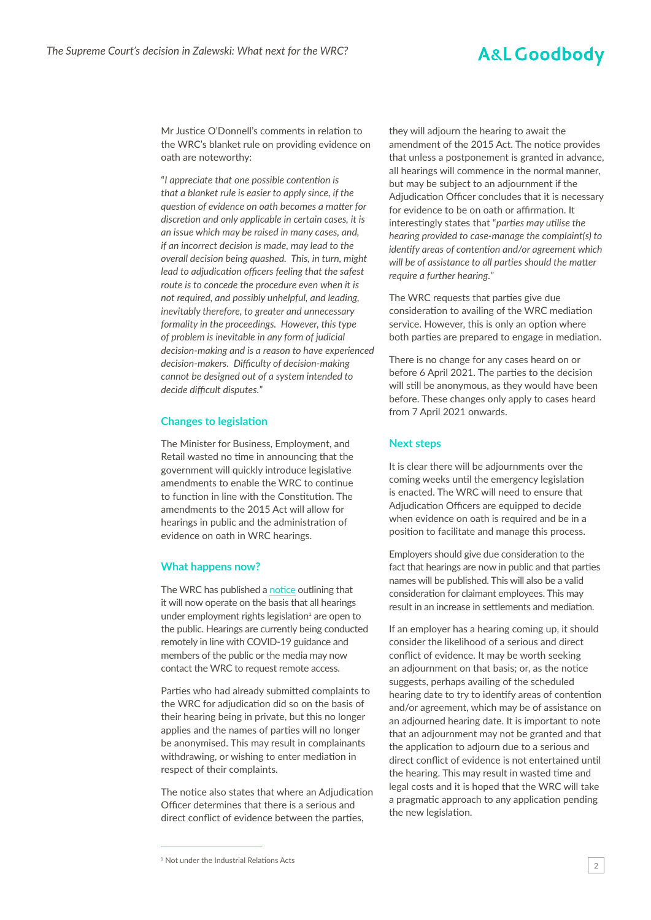Mr Justice O'Donnell's comments in relation to the WRC's blanket rule on providing evidence on oath are noteworthy:

"*I appreciate that one possible contention is that a blanket rule is easier to apply since, if the question of evidence on oath becomes a matter for discretion and only applicable in certain cases, it is an issue which may be raised in many cases, and, if an incorrect decision is made, may lead to the overall decision being quashed. This, in turn, might lead to adjudication officers feeling that the safest route is to concede the procedure even when it is not required, and possibly unhelpful, and leading, inevitably therefore, to greater and unnecessary formality in the proceedings. However, this type of problem is inevitable in any form of judicial decision-making and is a reason to have experienced decision-makers. Difficulty of decision-making cannot be designed out of a system intended to decide difficult disputes.*"

## Changes to legislation

The Minister for Business, Employment, and Retail wasted no time in announcing that the government will quickly introduce legislative amendments to enable the WRC to continue to function in line with the Constitution. The amendments to the 2015 Act will allow for hearings in public and the administration of evidence on oath in WRC hearings.

## What happens now?

The WRC has published a notice outlining that it will now operate on the basis that all hearings under employment rights legislation[1] are open to the public. Hearings are currently being conducted remotely in line with COVID-19 guidance and members of the public or the media may now contact the WRC to request remote access.

Parties who had already submitted complaints to the WRC for adjudication did so on the basis of their hearing being in private, but this no longer applies and the names of parties will no longer be anonymised. This may result in complainants withdrawing, or wishing to enter mediation in respect of their complaints.

The notice also states that where an Adjudication Officer determines that there is a serious and direct conflict of evidence between the parties, they will adjourn the hearing to await the amendment of the 2015 Act. The notice provides that unless a postponement is granted in advance, all hearings will commence in the normal manner, but may be subject to an adjournment if the Adjudication Officer concludes that it is necessary for evidence to be on oath or affirmation. It interestingly states that "*parties may utilise the hearing provided to case-manage the complaint(s) to identify areas of contention and/or agreement which will be of assistance to all parties should the matter require a further hearing.*"

The WRC requests that parties give due consideration to availing of the WRC mediation service. However, this is only an option where both parties are prepared to engage in mediation.

There is no change for any cases heard on or before 6 April 2021. The parties to the decision will still be anonymous, as they would have been before. These changes only apply to cases heard from 7 April 2021 onwards.

## Next steps

It is clear there will be adjournments over the coming weeks until the emergency legislation is enacted. The WRC will need to ensure that Adjudication Officers are equipped to decide when evidence on oath is required and be in a position to facilitate and manage this process.

Employers should give due consideration to the fact that hearings are now in public and that parties names will be published. This will also be a valid consideration for claimant employees. This may result in an increase in settlements and mediation.

If an employer has a hearing coming up, it should consider the likelihood of a serious and direct conflict of evidence. It may be worth seeking an adjournment on that basis; or, as the notice suggests, perhaps availing of the scheduled hearing date to try to identify areas of contention and/or agreement, which may be of assistance on an adjourned hearing date. It is important to note that an adjournment may not be granted and that the application to adjourn due to a serious and direct conflict of evidence is not entertained until the hearing. This may result in wasted time and legal costs and it is hoped that the WRC will take a pragmatic approach to any application pending the new legislation.

[1] Not under the Industrial Relations Acts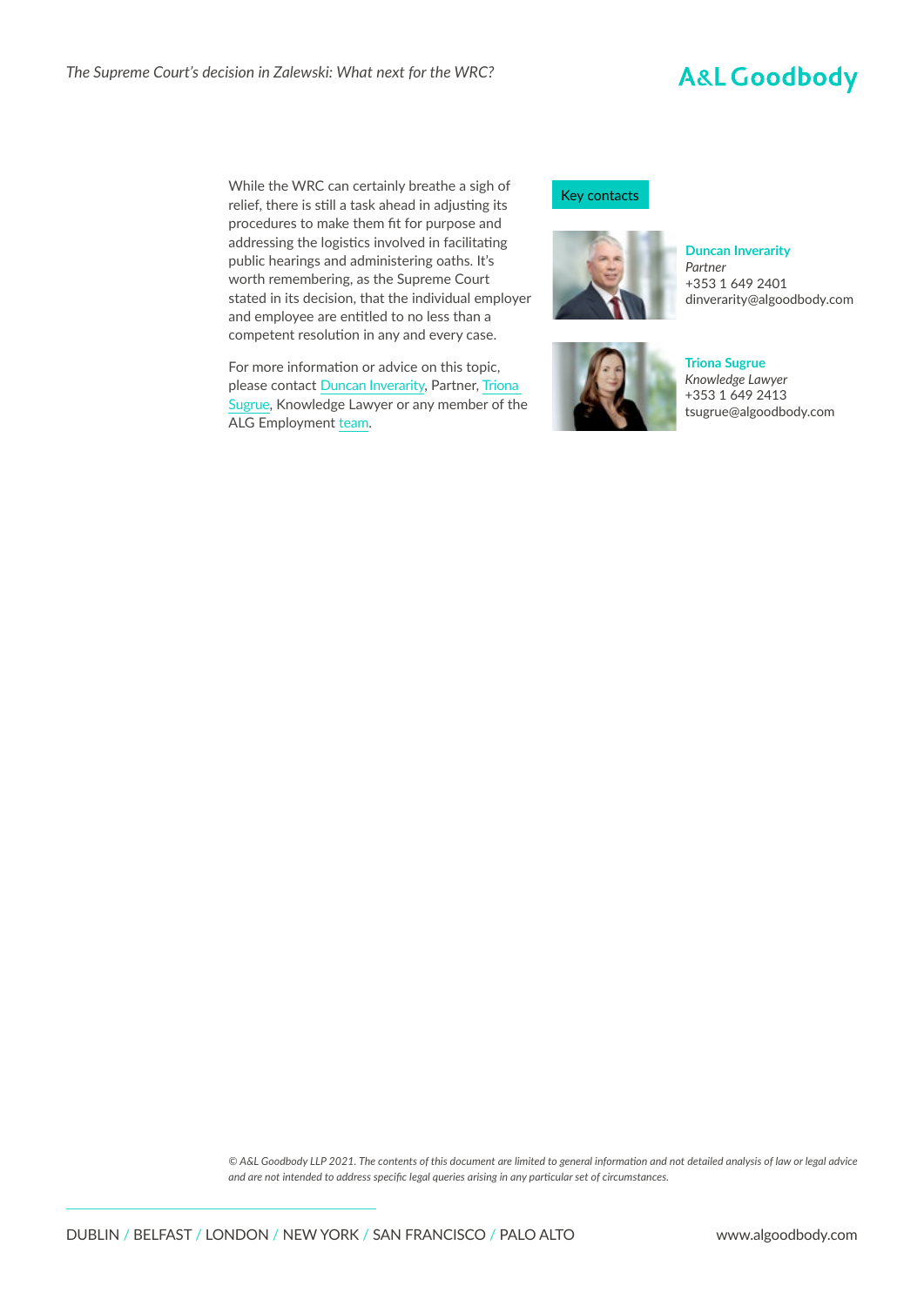While the WRC can certainly breathe a sigh of relief, there is still a task ahead in adjusting its procedures to make them fit for purpose and addressing the logistics involved in facilitating public hearings and administering oaths. It's worth remembering, as the Supreme Court stated in its decision, that the individual employer and employee are entitled to no less than a competent resolution in any and every case.

For more information or advice on this topic, please contact Duncan Inverarity, Partner, Triona Sugrue, Knowledge Lawyer or any member of the ALG Employment team.

## Key contacts

**Duncan Inverarity**
*Partner*
+353 1 649 2401
dinverarity@algoodbody.com

**Triona Sugrue**
*Knowledge Lawyer*
+353 1 649 2413
tsugrue@algoodbody.com

*© A&L Goodbody LLP 2021. The contents of this document are limited to general information and not detailed analysis of law or legal advice and are not intended to address specific legal queries arising in any particular set of circumstances.*

DUBLIN / BELFAST / LONDON / NEW YORK / SAN FRANCISCO / PALO ALTO

www.algoodbody.com